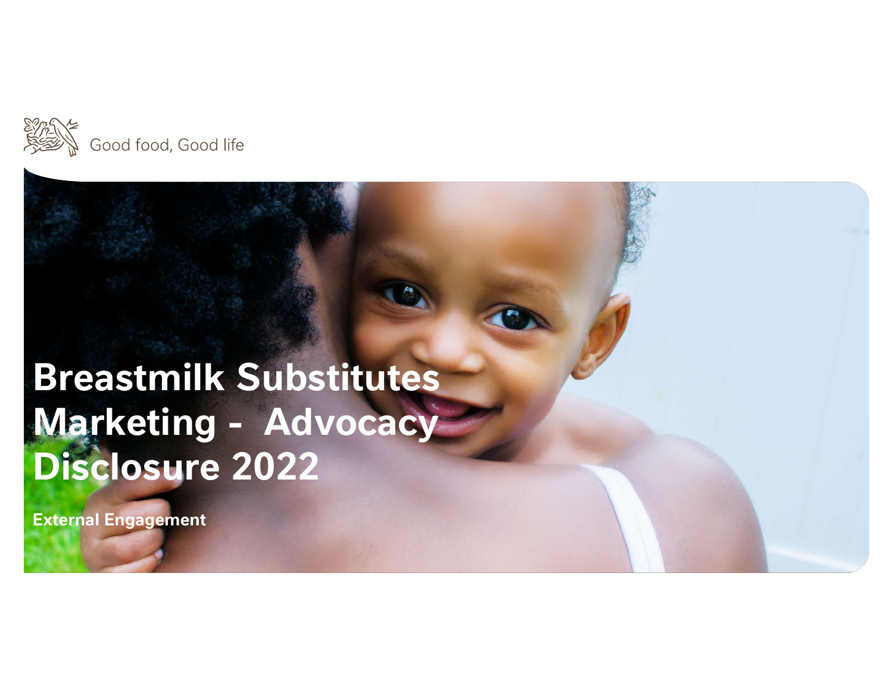Good food, Good life

# Breastmilk Substitutes Marketing - Advocacy Disclosure 2022

**External Engagement**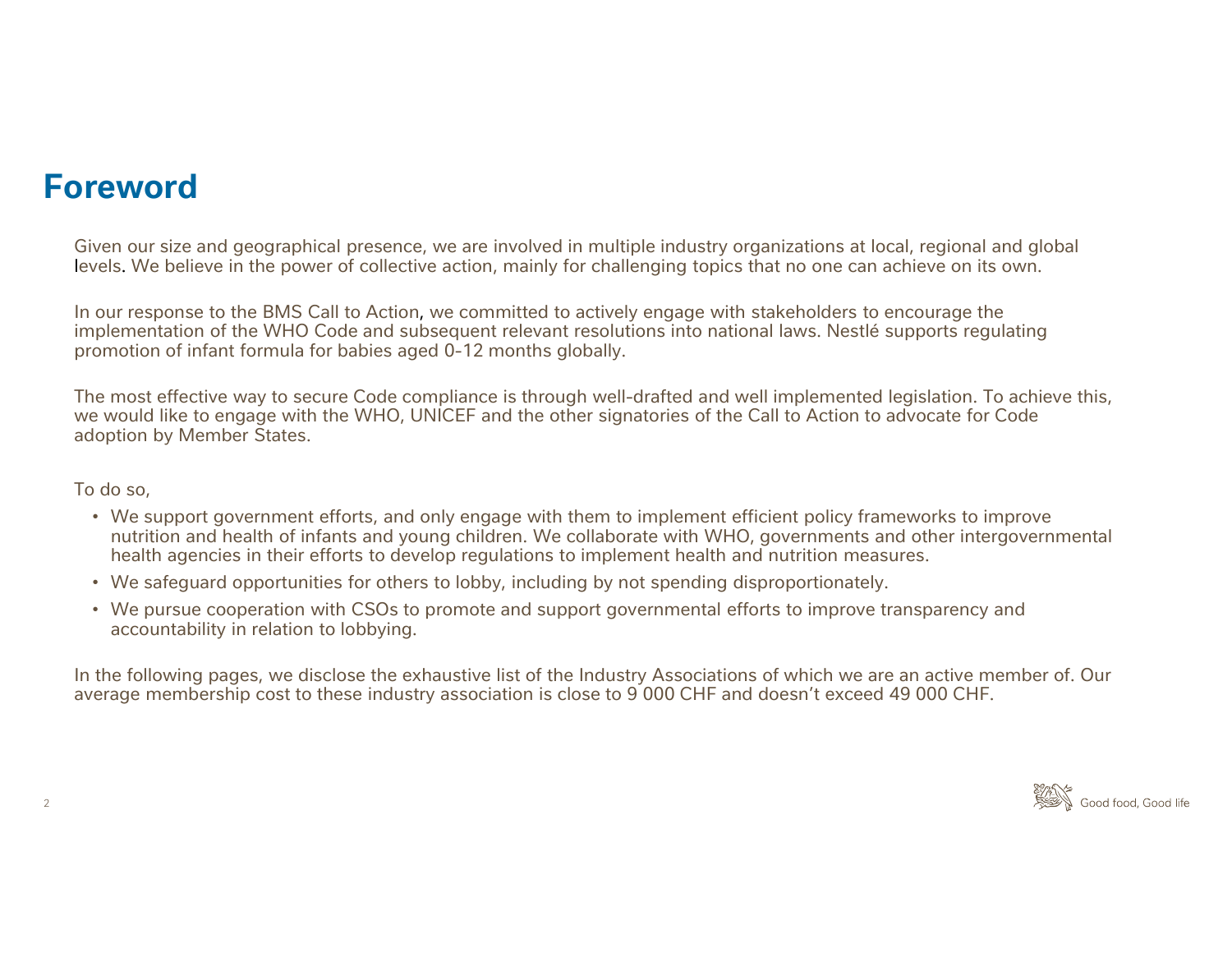# Foreword

Given our size and geographical presence, we are involved in multiple industry organizations at local, regional and global levels. We believe in the power of collective action, mainly for challenging topics that no one can achieve on its own.

In our response to the BMS Call to Action, we committed to actively engage with stakeholders to encourage the implementation of the WHO Code and subsequent relevant resolutions into national laws. Nestlé supports regulating promotion of infant formula for babies aged 0-12 months globally.

The most effective way to secure Code compliance is through well-drafted and well implemented legislation. To achieve this, we would like to engage with the WHO, UNICEF and the other signatories of the Call to Action to advocate for Code adoption by Member States.

To do so,

- We support government efforts, and only engage with them to implement efficient policy frameworks to improve nutrition and health of infants and young children. We collaborate with WHO, governments and other intergovernmental health agencies in their efforts to develop regulations to implement health and nutrition measures.
- We safeguard opportunities for others to lobby, including by not spending disproportionately.
- We pursue cooperation with CSOs to promote and support governmental efforts to improve transparency and accountability in relation to lobbying.

In the following pages, we disclose the exhaustive list of the Industry Associations of which we are an active member of. Our average membership cost to these industry association is close to 9 000 CHF and doesn't exceed 49 000 CHF.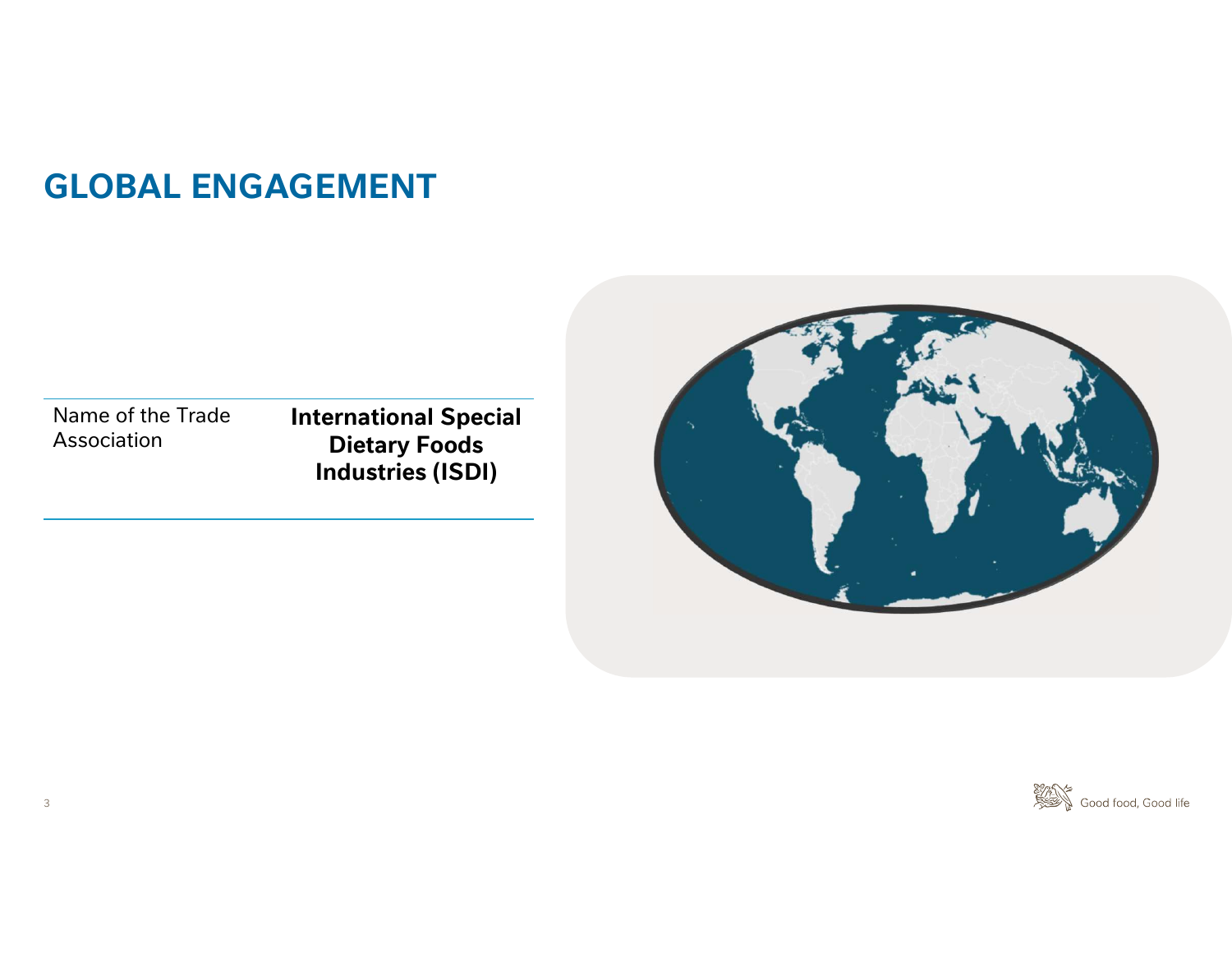# GLOBAL ENGAGEMENT

| Name of the Trade Association | **International Special Dietary Foods Industries (ISDI)** |
| --- | --- |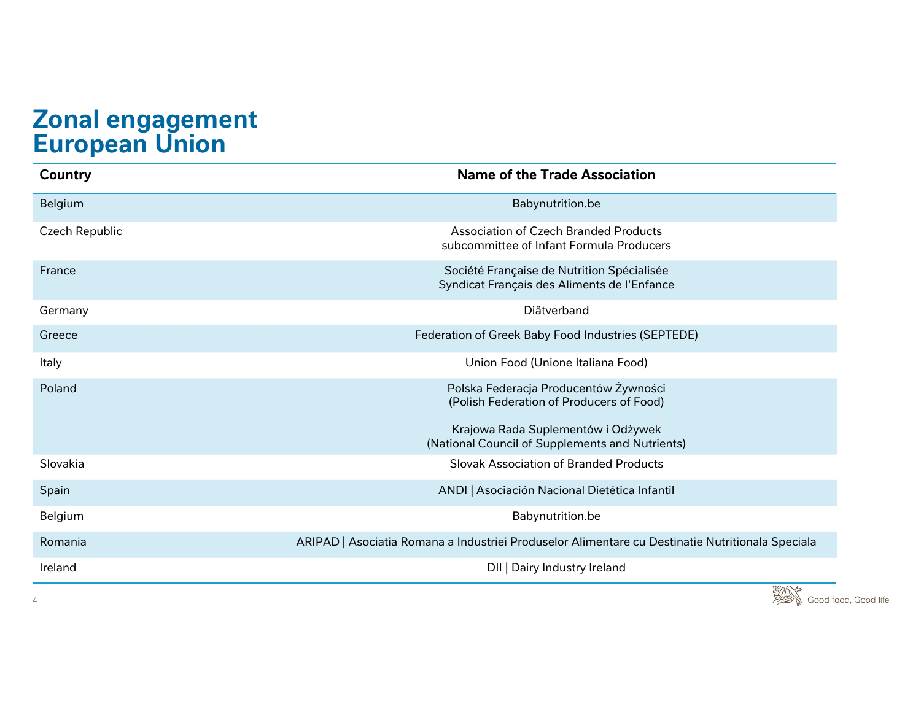# Zonal engagement
# European Union

| Country | Name of the Trade Association |
| --- | --- |
| Belgium | Babynutrition.be |
| Czech Republic | Association of Czech Branded Products<br>subcommittee of Infant Formula Producers |
| France | Société Française de Nutrition Spécialisée<br>Syndicat Français des Aliments de l'Enfance |
| Germany | Diätverband |
| Greece | Federation of Greek Baby Food Industries (SEPTEDE) |
| Italy | Union Food (Unione Italiana Food) |
| Poland | Polska Federacja Producentów Żywności<br>(Polish Federation of Producers of Food)<br><br>Krajowa Rada Suplementów i Odżywek<br>(National Council of Supplements and Nutrients) |
| Slovakia | Slovak Association of Branded Products |
| Spain | ANDI \| Asociación Nacional Dietética Infantil |
| Belgium | Babynutrition.be |
| Romania | ARIPAD \| Asociatia Romana a Industriei Produselor Alimentare cu Destinatie Nutritionala Speciala |
| Ireland | DII \| Dairy Industry Ireland |

Good food, Good life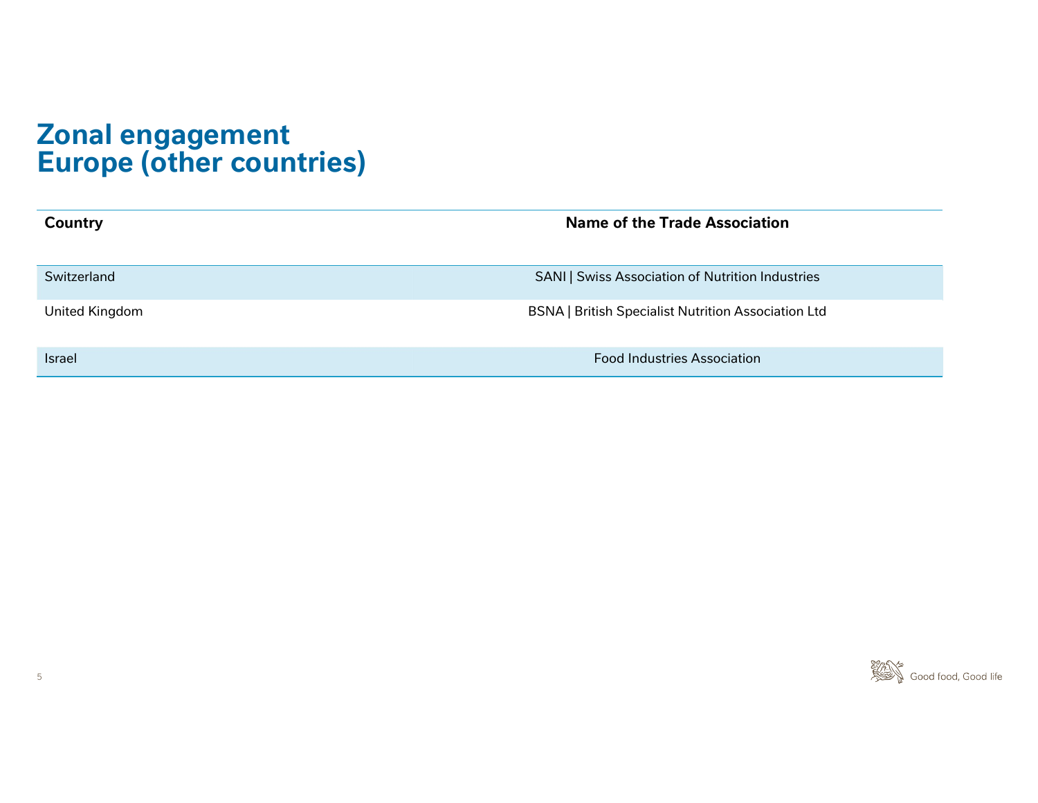# Zonal engagement
# Europe (other countries)

| Country | Name of the Trade Association |
|---|---|
| Switzerland | SANI \| Swiss Association of Nutrition Industries |
| United Kingdom | BSNA \| British Specialist Nutrition Association Ltd |
| Israel | Food Industries Association |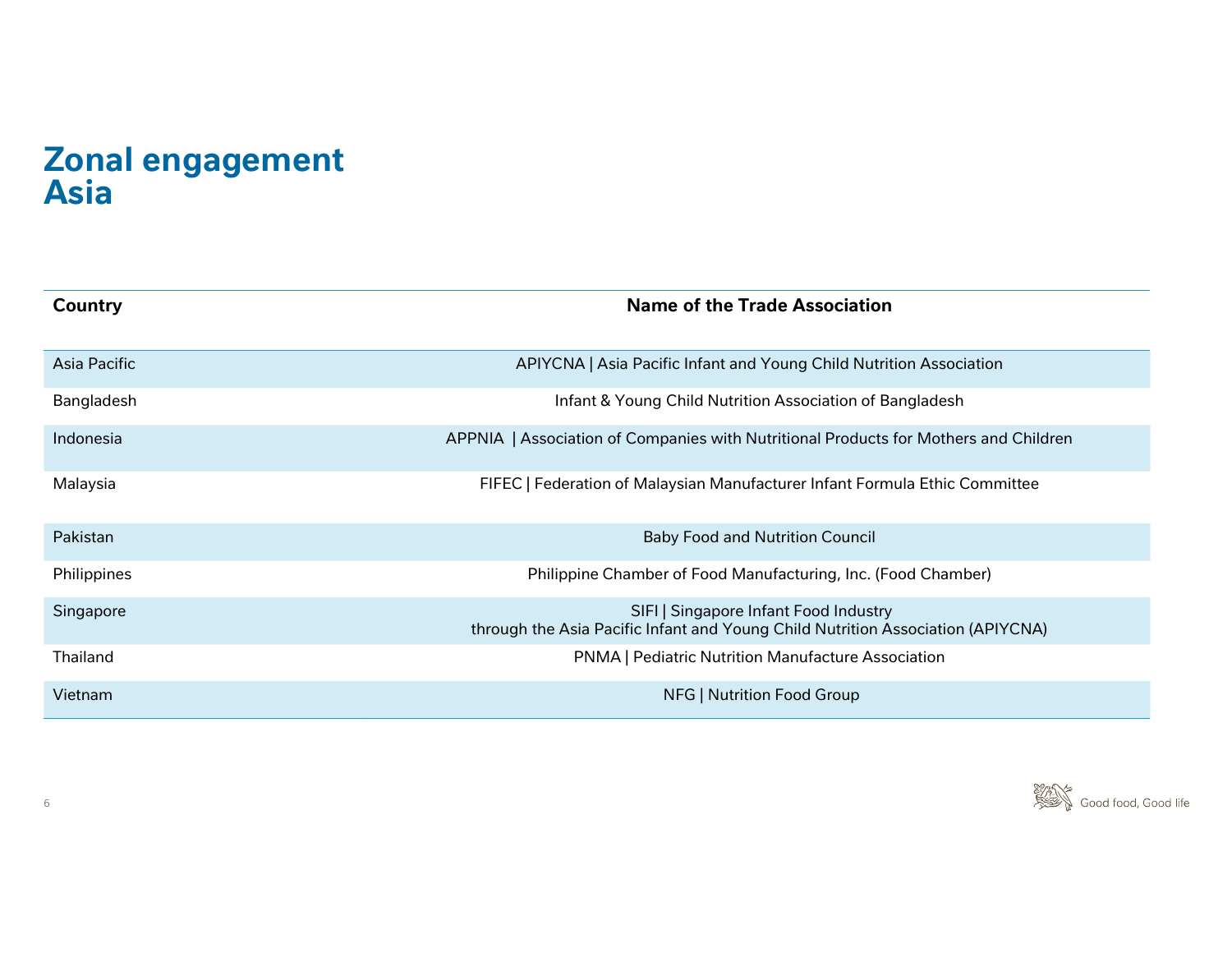# Zonal engagement
# Asia

| Country | Name of the Trade Association |
|---|---|
| Asia Pacific | APIYCNA \| Asia Pacific Infant and Young Child Nutrition Association |
| Bangladesh | Infant & Young Child Nutrition Association of Bangladesh |
| Indonesia | APPNIA \| Association of Companies with Nutritional Products for Mothers and Children |
| Malaysia | FIFEC \| Federation of Malaysian Manufacturer Infant Formula Ethic Committee |
| Pakistan | Baby Food and Nutrition Council |
| Philippines | Philippine Chamber of Food Manufacturing, Inc. (Food Chamber) |
| Singapore | SIFI \| Singapore Infant Food Industry through the Asia Pacific Infant and Young Child Nutrition Association (APIYCNA) |
| Thailand | PNMA \| Pediatric Nutrition Manufacture Association |
| Vietnam | NFG \| Nutrition Food Group |

Good food, Good life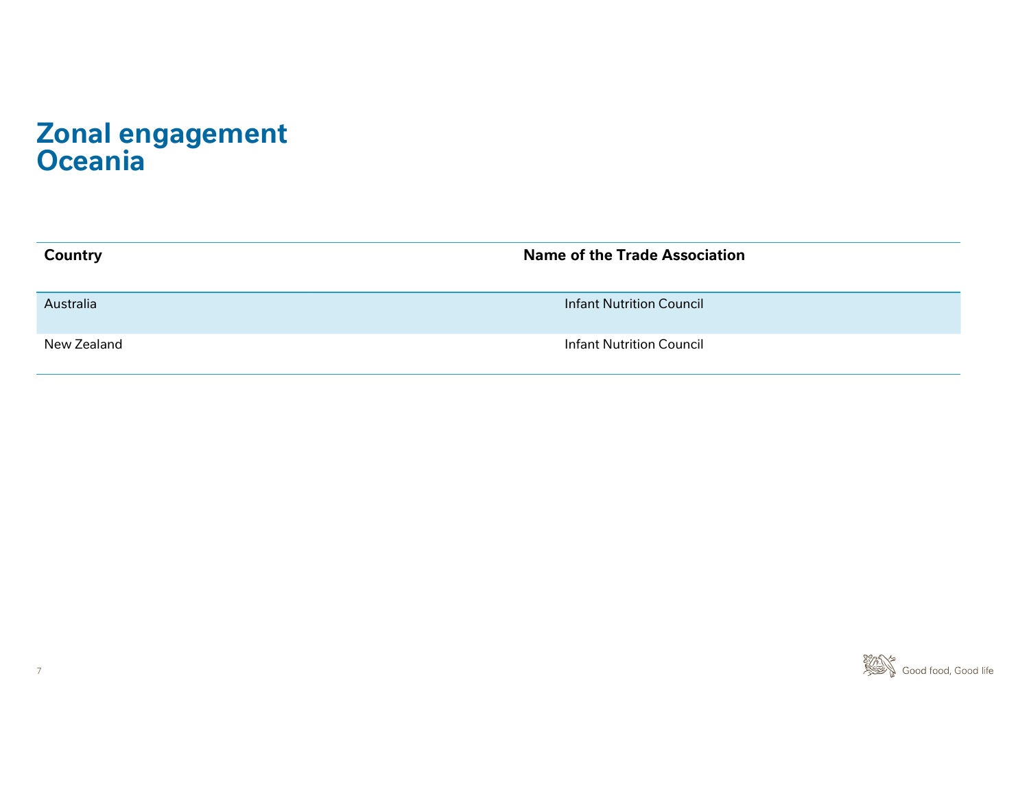# Zonal engagement
# Oceania

| Country | Name of the Trade Association |
|---|---|
| Australia | Infant Nutrition Council |
| New Zealand | Infant Nutrition Council |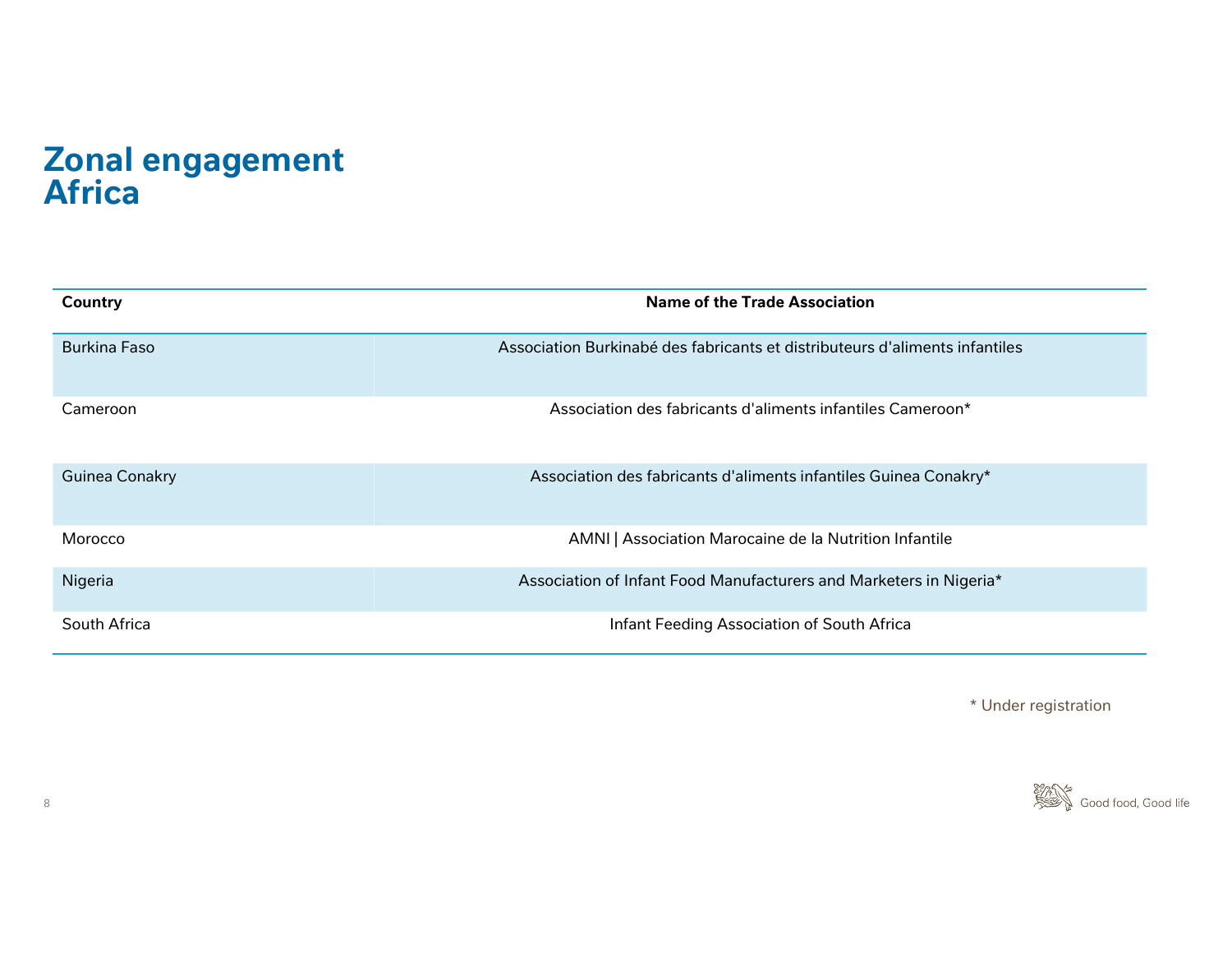# Zonal engagement Africa

| Country | Name of the Trade Association |
|---|---|
| Burkina Faso | Association Burkinabé des fabricants et distributeurs d'aliments infantiles |
| Cameroon | Association des fabricants d'aliments infantiles Cameroon* |
| Guinea Conakry | Association des fabricants d'aliments infantiles Guinea Conakry* |
| Morocco | AMNI \| Association Marocaine de la Nutrition Infantile |
| Nigeria | Association of Infant Food Manufacturers and Marketers in Nigeria* |
| South Africa | Infant Feeding Association of South Africa |

* Under registration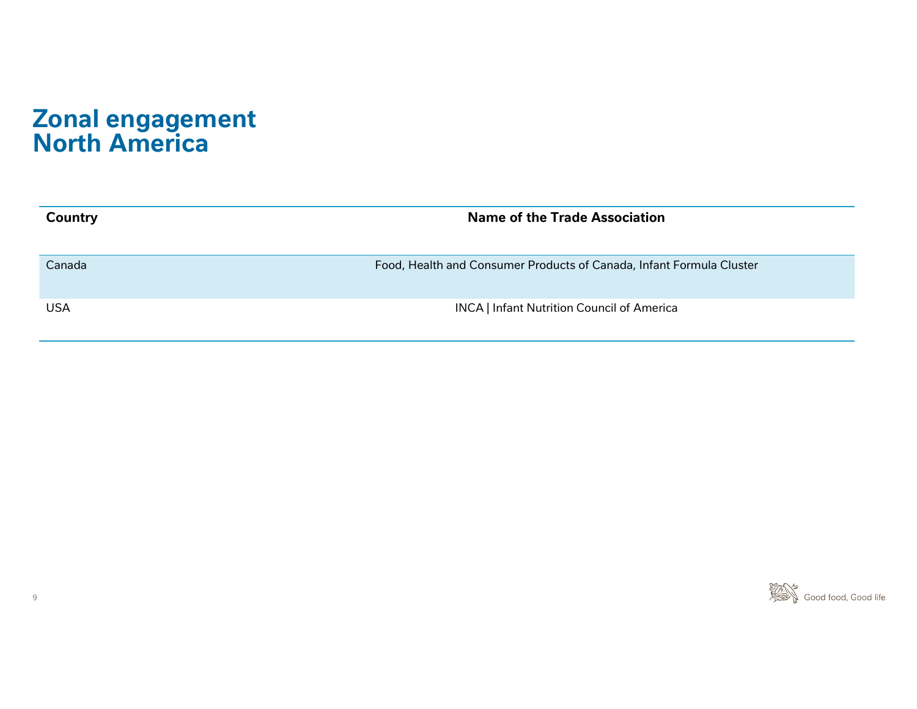# Zonal engagement North America

| Country | Name of the Trade Association |
|---|---|
| Canada | Food, Health and Consumer Products of Canada, Infant Formula Cluster |
| USA | INCA \| Infant Nutrition Council of America |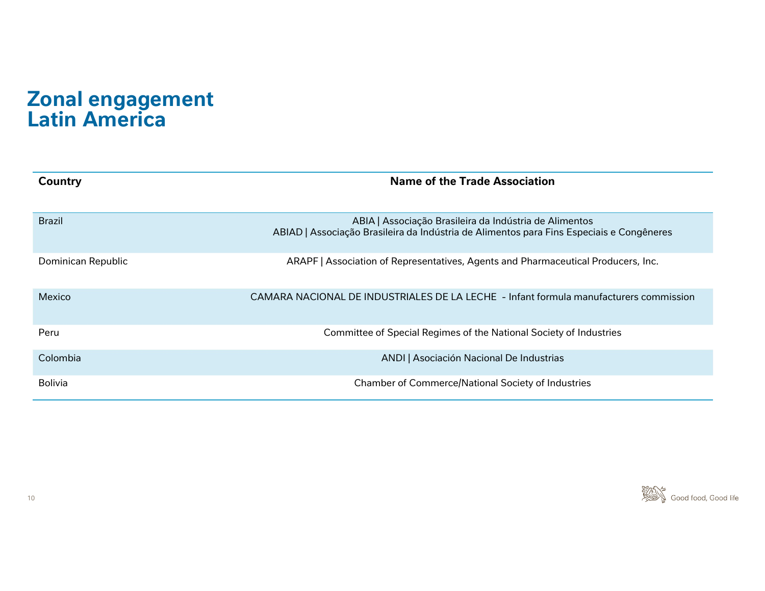# Zonal engagement Latin America

| Country | Name of the Trade Association |
|---|---|
| Brazil | ABIA \| Associação Brasileira da Indústria de Alimentos<br>ABIAD \| Associação Brasileira da Indústria de Alimentos para Fins Especiais e Congêneres |
| Dominican Republic | ARAPF \| Association of Representatives, Agents and Pharmaceutical Producers, Inc. |
| Mexico | CAMARA NACIONAL DE INDUSTRIALES DE LA LECHE - Infant formula manufacturers commission |
| Peru | Committee of Special Regimes of the National Society of Industries |
| Colombia | ANDI \| Asociación Nacional De Industrias |
| Bolivia | Chamber of Commerce/National Society of Industries |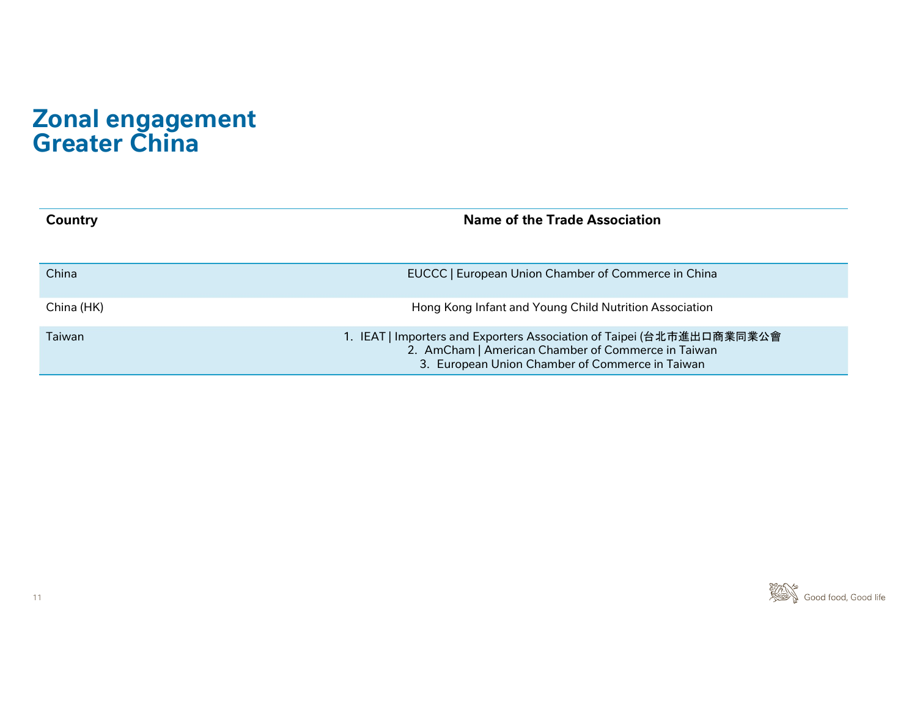# Zonal engagement
# Greater China

| Country | Name of the Trade Association |
| --- | --- |
| China | EUCCC \| European Union Chamber of Commerce in China |
| China (HK) | Hong Kong Infant and Young Child Nutrition Association |
| Taiwan | 1. IEAT \| Importers and Exporters Association of Taipei (台北市進出口商業同業公會<br>2. AmCham \| American Chamber of Commerce in Taiwan<br>3. European Union Chamber of Commerce in Taiwan |

Good food, Good life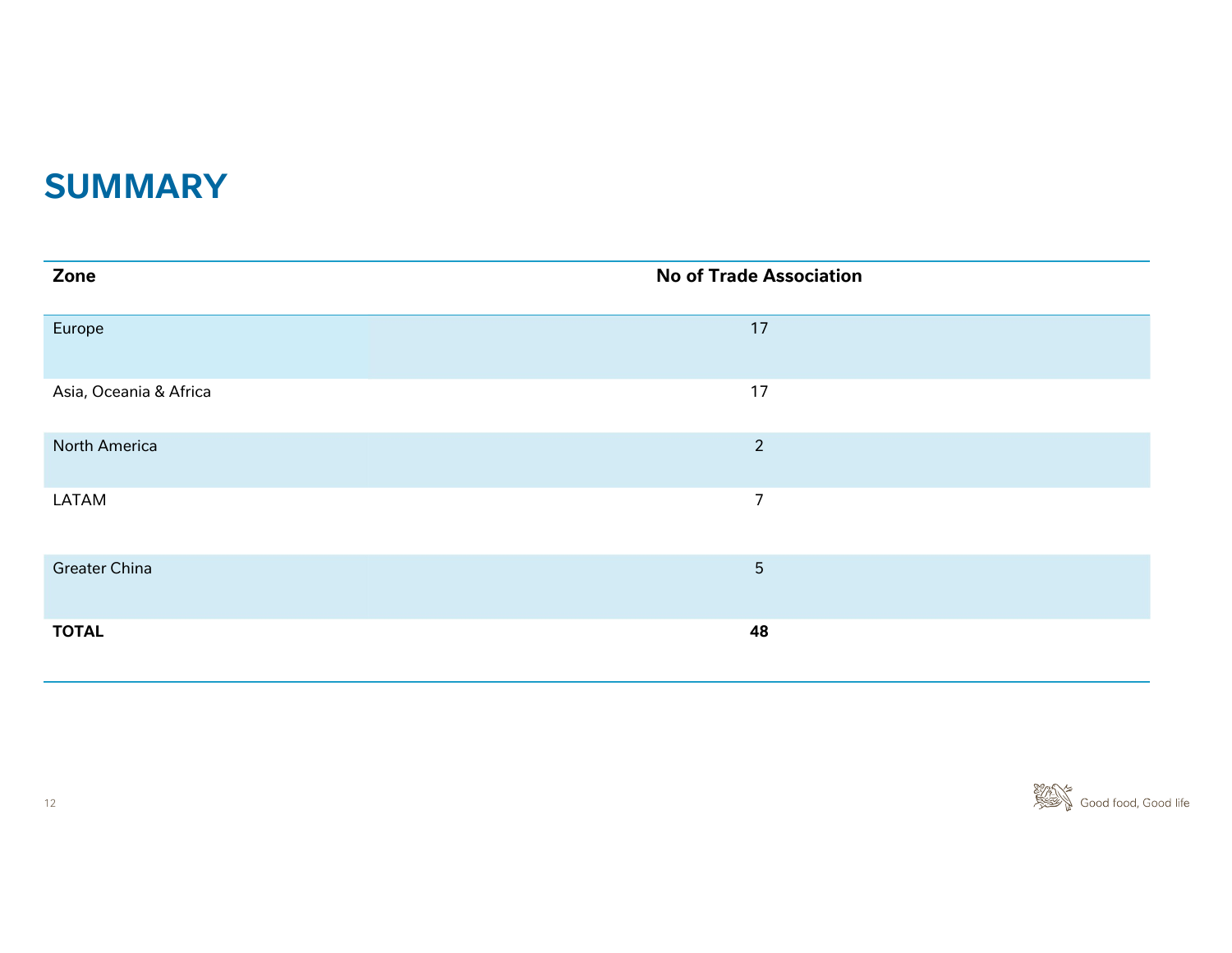# SUMMARY

| Zone | No of Trade Association |
|---|---|
| Europe | 17 |
| Asia, Oceania & Africa | 17 |
| North America | 2 |
| LATAM | 7 |
| Greater China | 5 |
| **TOTAL** | **48** |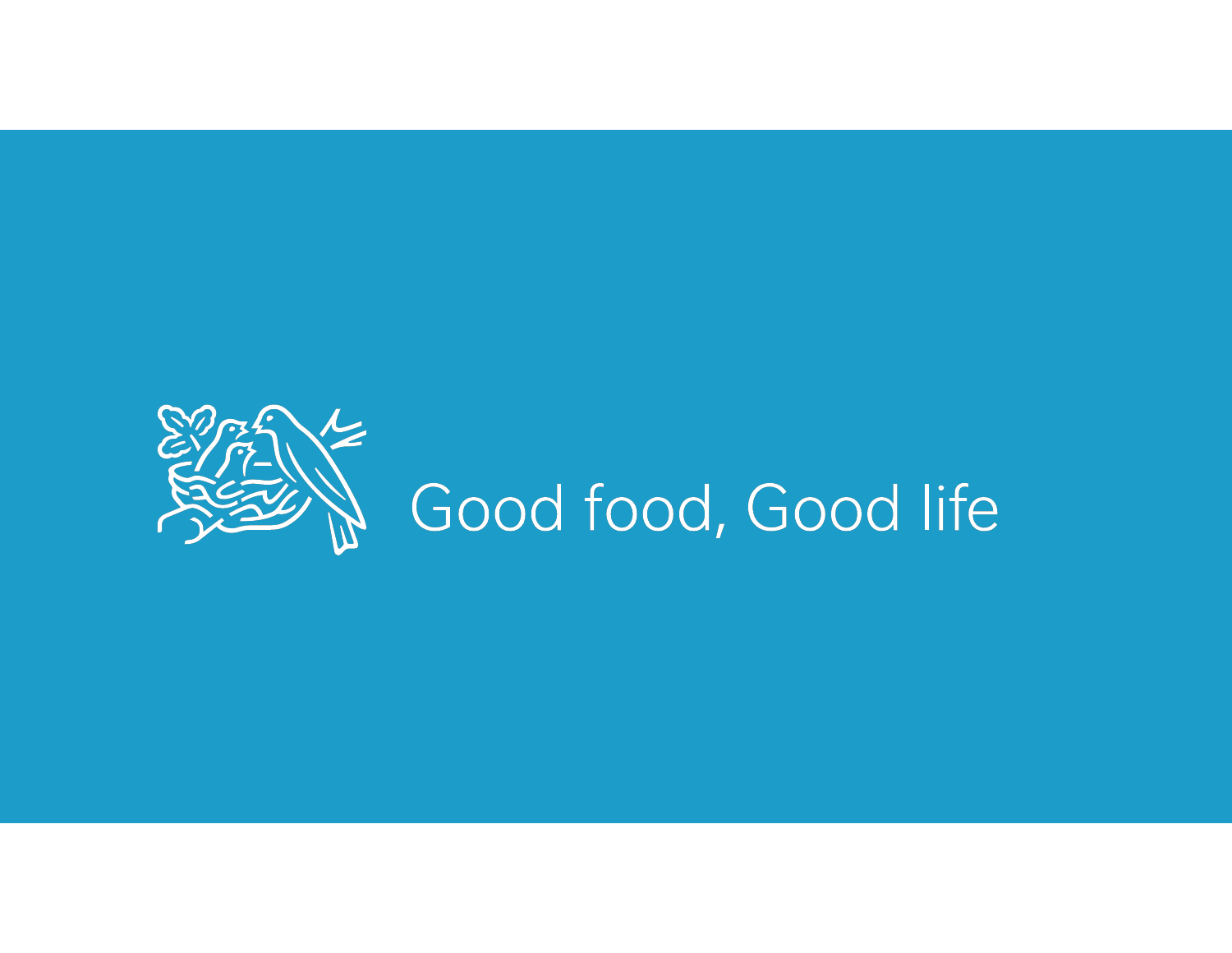Good food, Good life